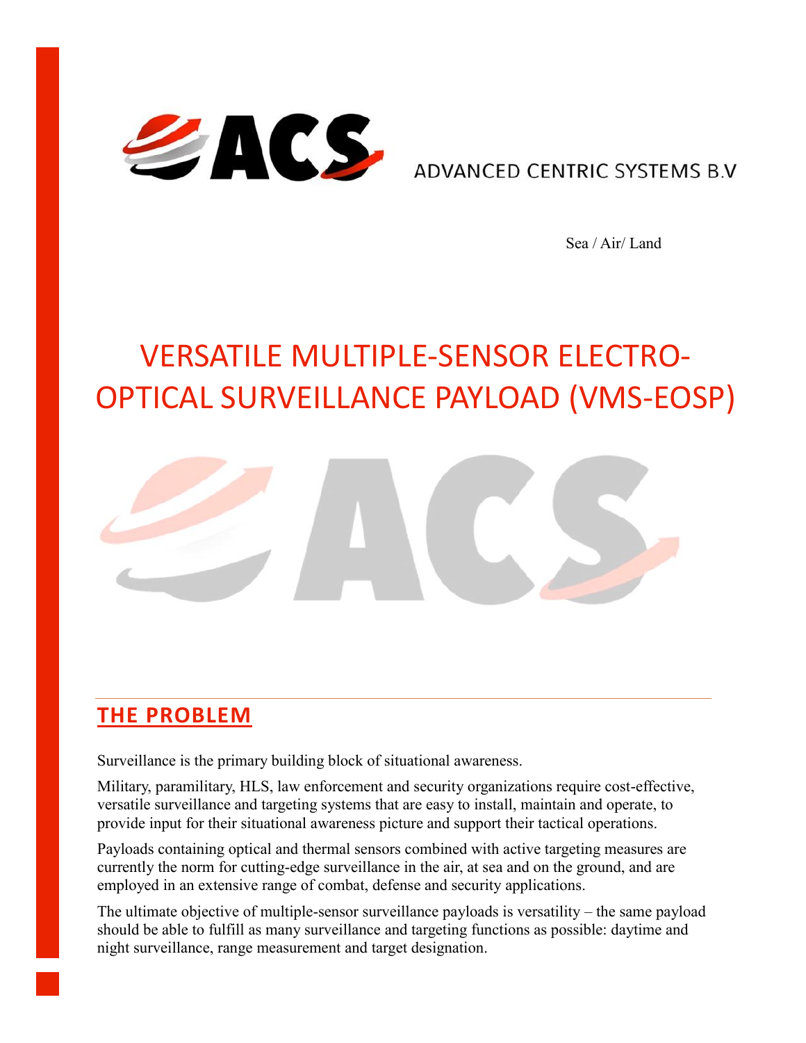ADVANCED CENTRIC SYSTEMS B.V

Sea / Air/ Land

# VERSATILE MULTIPLE-SENSOR ELECTRO-OPTICAL SURVEILLANCE PAYLOAD (VMS-EOSP)

## THE PROBLEM

Surveillance is the primary building block of situational awareness.

Military, paramilitary, HLS, law enforcement and security organizations require cost-effective, versatile surveillance and targeting systems that are easy to install, maintain and operate, to provide input for their situational awareness picture and support their tactical operations.

Payloads containing optical and thermal sensors combined with active targeting measures are currently the norm for cutting-edge surveillance in the air, at sea and on the ground, and are employed in an extensive range of combat, defense and security applications.

The ultimate objective of multiple-sensor surveillance payloads is versatility – the same payload should be able to fulfill as many surveillance and targeting functions as possible: daytime and night surveillance, range measurement and target designation.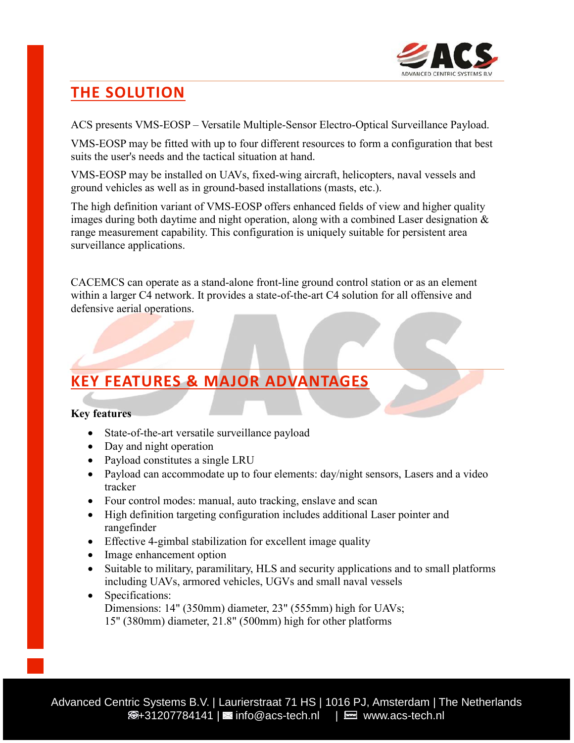## THE SOLUTION

ACS presents VMS-EOSP – Versatile Multiple-Sensor Electro-Optical Surveillance Payload.

VMS-EOSP may be fitted with up to four different resources to form a configuration that best suits the user's needs and the tactical situation at hand.

VMS-EOSP may be installed on UAVs, fixed-wing aircraft, helicopters, naval vessels and ground vehicles as well as in ground-based installations (masts, etc.).

The high definition variant of VMS-EOSP offers enhanced fields of view and higher quality images during both daytime and night operation, along with a combined Laser designation & range measurement capability. This configuration is uniquely suitable for persistent area surveillance applications.

CACEMCS can operate as a stand-alone front-line ground control station or as an element within a larger C4 network. It provides a state-of-the-art C4 solution for all offensive and defensive aerial operations.

## KEY FEATURES & MAJOR ADVANTAGES

**Key features**

- State-of-the-art versatile surveillance payload
- Day and night operation
- Payload constitutes a single LRU
- Payload can accommodate up to four elements: day/night sensors, Lasers and a video tracker
- Four control modes: manual, auto tracking, enslave and scan
- High definition targeting configuration includes additional Laser pointer and rangefinder
- Effective 4-gimbal stabilization for excellent image quality
- Image enhancement option
- Suitable to military, paramilitary, HLS and security applications and to small platforms including UAVs, armored vehicles, UGVs and small naval vessels
- Specifications:
  Dimensions: 14" (350mm) diameter, 23" (555mm) high for UAVs;
  15" (380mm) diameter, 21.8" (500mm) high for other platforms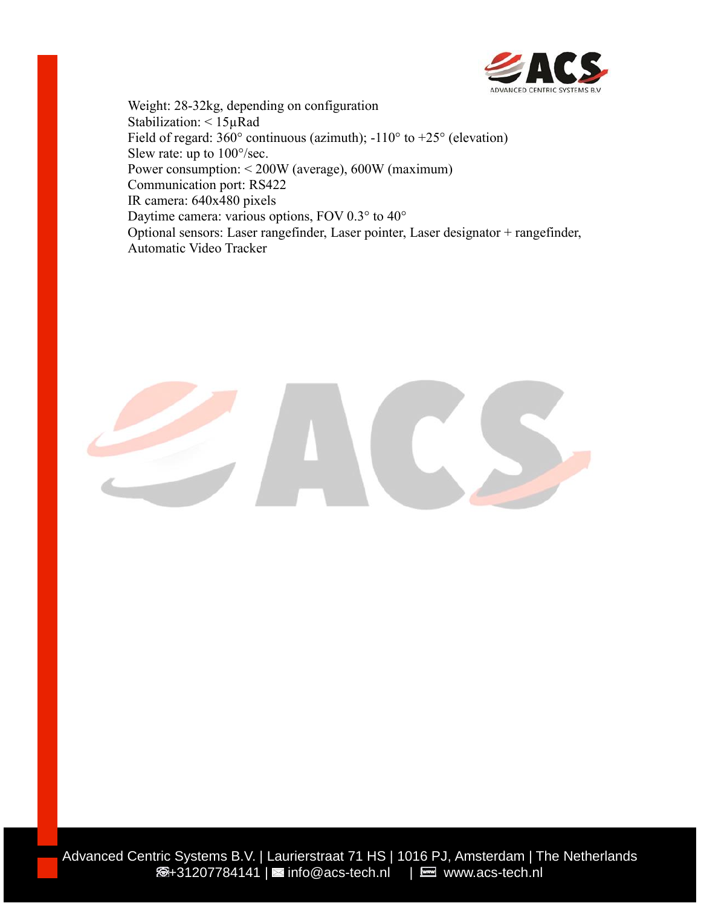Weight: 28-32kg, depending on configuration
Stabilization: < 15µRad
Field of regard: 360° continuous (azimuth); -110° to +25° (elevation)
Slew rate: up to 100°/sec.
Power consumption: < 200W (average), 600W (maximum)
Communication port: RS422
IR camera: 640x480 pixels
Daytime camera: various options, FOV 0.3° to 40°
Optional sensors: Laser rangefinder, Laser pointer, Laser designator + rangefinder, Automatic Video Tracker